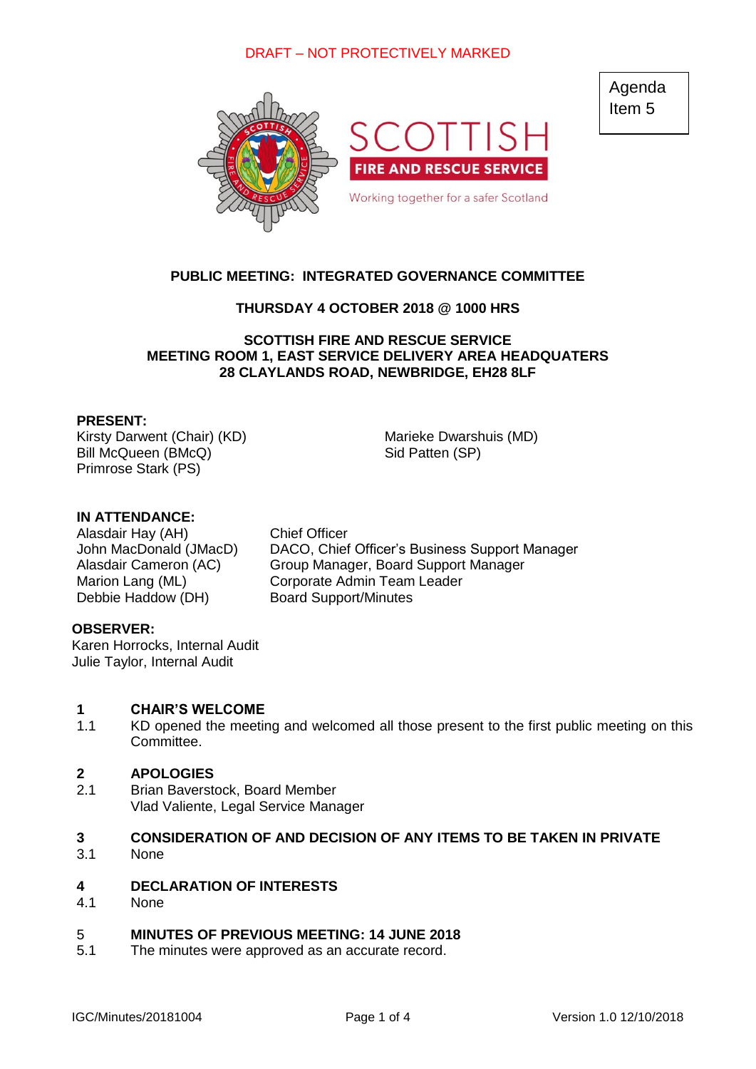DRAFT – NOT PROTECTIVELY MARKED

Agenda Item 5

SCOTTISH FIRE AND RESCUE SERVICE

Working together for a safer Scotland

# PUBLIC MEETING: INTEGRATED GOVERNANCE COMMITTEE

## THURSDAY 4 OCTOBER 2018 @ 1000 HRS

**SCOTTISH FIRE AND RESCUE SERVICE**
**MEETING ROOM 1, EAST SERVICE DELIVERY AREA HEADQUATERS**
**28 CLAYLANDS ROAD, NEWBRIDGE, EH28 8LF**

**PRESENT:**

Kirsty Darwent (Chair) (KD)
Bill McQueen (BMcQ)
Primrose Stark (PS)
Marieke Dwarshuis (MD)
Sid Patten (SP)

**IN ATTENDANCE:**

| | |
|---|---|
| Alasdair Hay (AH) | Chief Officer |
| John MacDonald (JMacD) | DACO, Chief Officer's Business Support Manager |
| Alasdair Cameron (AC) | Group Manager, Board Support Manager |
| Marion Lang (ML) | Corporate Admin Team Leader |
| Debbie Haddow (DH) | Board Support/Minutes |

**OBSERVER:**

Karen Horrocks, Internal Audit
Julie Taylor, Internal Audit

**1 CHAIR'S WELCOME**

1.1 KD opened the meeting and welcomed all those present to the first public meeting on this Committee.

**2 APOLOGIES**

2.1 Brian Baverstock, Board Member
Vlad Valiente, Legal Service Manager

**3 CONSIDERATION OF AND DECISION OF ANY ITEMS TO BE TAKEN IN PRIVATE**

3.1 None

**4 DECLARATION OF INTERESTS**

4.1 None

5 **MINUTES OF PREVIOUS MEETING: 14 JUNE 2018**

5.1 The minutes were approved as an accurate record.

IGC/Minutes/20181004 Version 1.0 12/10/2018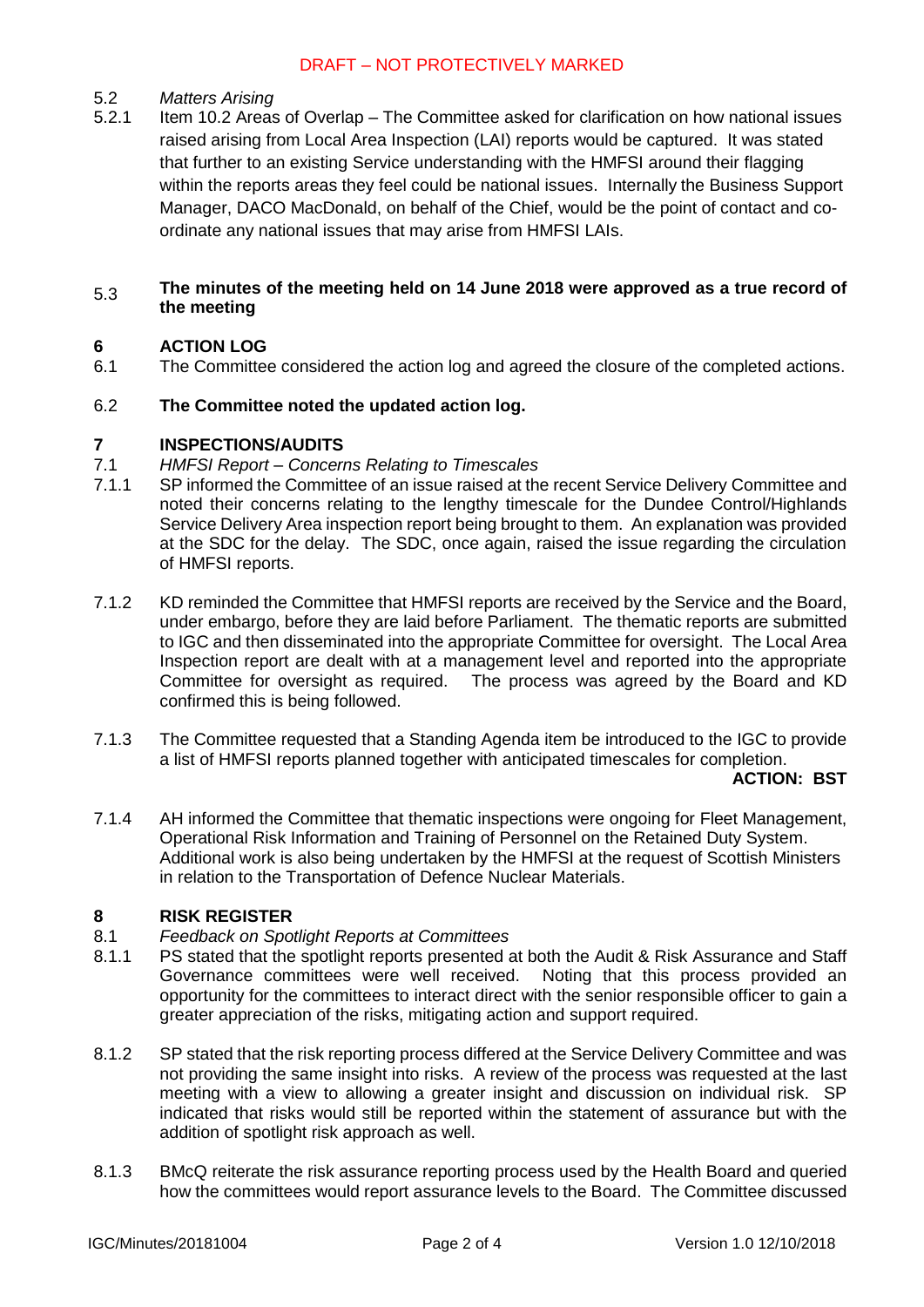5.2 *Matters Arising*

5.2.1 Item 10.2 Areas of Overlap – The Committee asked for clarification on how national issues raised arising from Local Area Inspection (LAI) reports would be captured. It was stated that further to an existing Service understanding with the HMFSI around their flagging within the reports areas they feel could be national issues. Internally the Business Support Manager, DACO MacDonald, on behalf of the Chief, would be the point of contact and co-ordinate any national issues that may arise from HMFSI LAIs.

5.3 **The minutes of the meeting held on 14 June 2018 were approved as a true record of the meeting**

## 6 ACTION LOG

6.1 The Committee considered the action log and agreed the closure of the completed actions.

6.2 **The Committee noted the updated action log.**

## 7 INSPECTIONS/AUDITS

7.1 *HMFSI Report – Concerns Relating to Timescales*

7.1.1 SP informed the Committee of an issue raised at the recent Service Delivery Committee and noted their concerns relating to the lengthy timescale for the Dundee Control/Highlands Service Delivery Area inspection report being brought to them. An explanation was provided at the SDC for the delay. The SDC, once again, raised the issue regarding the circulation of HMFSI reports.

7.1.2 KD reminded the Committee that HMFSI reports are received by the Service and the Board, under embargo, before they are laid before Parliament. The thematic reports are submitted to IGC and then disseminated into the appropriate Committee for oversight. The Local Area Inspection report are dealt with at a management level and reported into the appropriate Committee for oversight as required. The process was agreed by the Board and KD confirmed this is being followed.

7.1.3 The Committee requested that a Standing Agenda item be introduced to the IGC to provide a list of HMFSI reports planned together with anticipated timescales for completion.

**ACTION: BST**

7.1.4 AH informed the Committee that thematic inspections were ongoing for Fleet Management, Operational Risk Information and Training of Personnel on the Retained Duty System. Additional work is also being undertaken by the HMFSI at the request of Scottish Ministers in relation to the Transportation of Defence Nuclear Materials.

## 8 RISK REGISTER

8.1 *Feedback on Spotlight Reports at Committees*

8.1.1 PS stated that the spotlight reports presented at both the Audit & Risk Assurance and Staff Governance committees were well received. Noting that this process provided an opportunity for the committees to interact direct with the senior responsible officer to gain a greater appreciation of the risks, mitigating action and support required.

8.1.2 SP stated that the risk reporting process differed at the Service Delivery Committee and was not providing the same insight into risks. A review of the process was requested at the last meeting with a view to allowing a greater insight and discussion on individual risk. SP indicated that risks would still be reported within the statement of assurance but with the addition of spotlight risk approach as well.

8.1.3 BMcQ reiterate the risk assurance reporting process used by the Health Board and queried how the committees would report assurance levels to the Board. The Committee discussed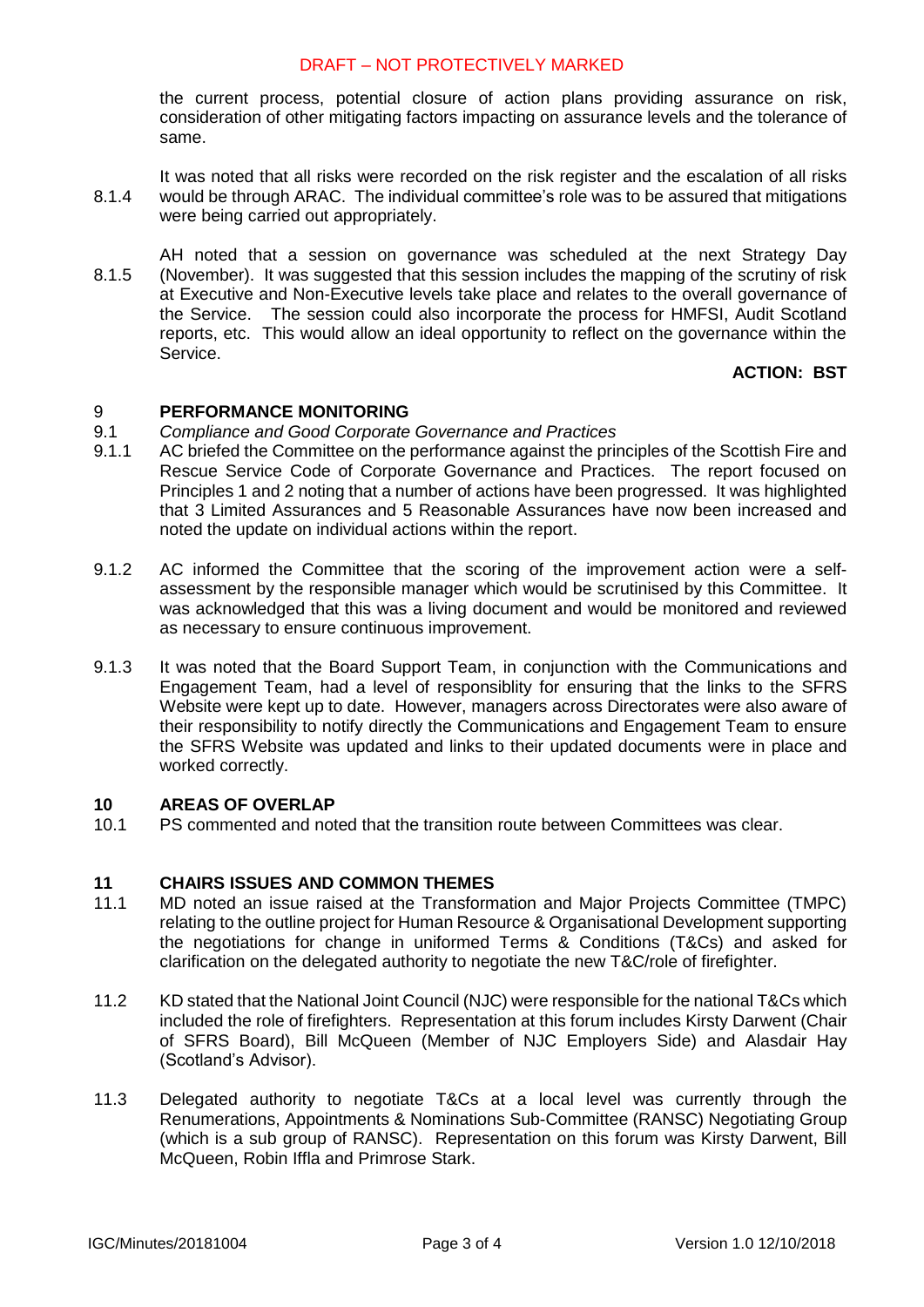the current process, potential closure of action plans providing assurance on risk, consideration of other mitigating factors impacting on assurance levels and the tolerance of same.

8.1.4 It was noted that all risks were recorded on the risk register and the escalation of all risks would be through ARAC. The individual committee's role was to be assured that mitigations were being carried out appropriately.

8.1.5 AH noted that a session on governance was scheduled at the next Strategy Day (November). It was suggested that this session includes the mapping of the scrutiny of risk at Executive and Non-Executive levels take place and relates to the overall governance of the Service. The session could also incorporate the process for HMFSI, Audit Scotland reports, etc. This would allow an ideal opportunity to reflect on the governance within the Service.

**ACTION: BST**

## 9 PERFORMANCE MONITORING

9.1 *Compliance and Good Corporate Governance and Practices*

9.1.1 AC briefed the Committee on the performance against the principles of the Scottish Fire and Rescue Service Code of Corporate Governance and Practices. The report focused on Principles 1 and 2 noting that a number of actions have been progressed. It was highlighted that 3 Limited Assurances and 5 Reasonable Assurances have now been increased and noted the update on individual actions within the report.

9.1.2 AC informed the Committee that the scoring of the improvement action were a self-assessment by the responsible manager which would be scrutinised by this Committee. It was acknowledged that this was a living document and would be monitored and reviewed as necessary to ensure continuous improvement.

9.1.3 It was noted that the Board Support Team, in conjunction with the Communications and Engagement Team, had a level of responsiblity for ensuring that the links to the SFRS Website were kept up to date. However, managers across Directorates were also aware of their responsibility to notify directly the Communications and Engagement Team to ensure the SFRS Website was updated and links to their updated documents were in place and worked correctly.

## 10 AREAS OF OVERLAP

10.1 PS commented and noted that the transition route between Committees was clear.

## 11 CHAIRS ISSUES AND COMMON THEMES

11.1 MD noted an issue raised at the Transformation and Major Projects Committee (TMPC) relating to the outline project for Human Resource & Organisational Development supporting the negotiations for change in uniformed Terms & Conditions (T&Cs) and asked for clarification on the delegated authority to negotiate the new T&C/role of firefighter.

11.2 KD stated that the National Joint Council (NJC) were responsible for the national T&Cs which included the role of firefighters. Representation at this forum includes Kirsty Darwent (Chair of SFRS Board), Bill McQueen (Member of NJC Employers Side) and Alasdair Hay (Scotland's Advisor).

11.3 Delegated authority to negotiate T&Cs at a local level was currently through the Renumerations, Appointments & Nominations Sub-Committee (RANSC) Negotiating Group (which is a sub group of RANSC). Representation on this forum was Kirsty Darwent, Bill McQueen, Robin Iffla and Primrose Stark.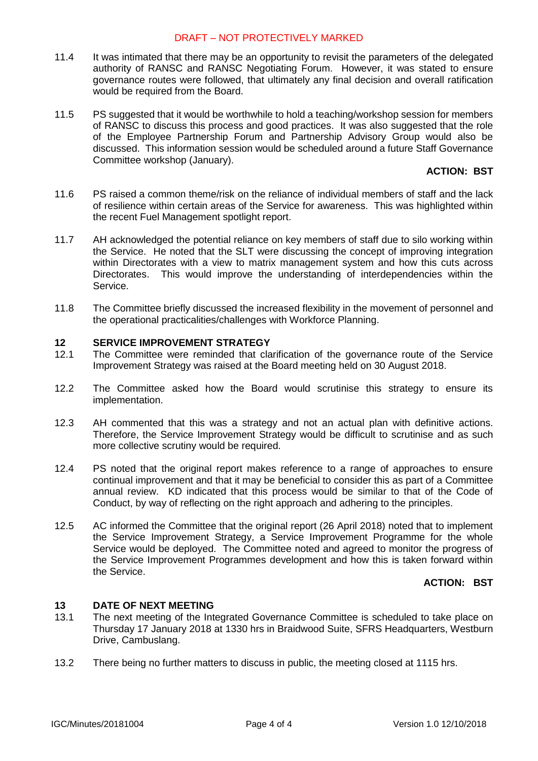11.4 It was intimated that there may be an opportunity to revisit the parameters of the delegated authority of RANSC and RANSC Negotiating Forum. However, it was stated to ensure governance routes were followed, that ultimately any final decision and overall ratification would be required from the Board.

11.5 PS suggested that it would be worthwhile to hold a teaching/workshop session for members of RANSC to discuss this process and good practices. It was also suggested that the role of the Employee Partnership Forum and Partnership Advisory Group would also be discussed. This information session would be scheduled around a future Staff Governance Committee workshop (January).

**ACTION: BST**

11.6 PS raised a common theme/risk on the reliance of individual members of staff and the lack of resilience within certain areas of the Service for awareness. This was highlighted within the recent Fuel Management spotlight report.

11.7 AH acknowledged the potential reliance on key members of staff due to silo working within the Service. He noted that the SLT were discussing the concept of improving integration within Directorates with a view to matrix management system and how this cuts across Directorates. This would improve the understanding of interdependencies within the Service.

11.8 The Committee briefly discussed the increased flexibility in the movement of personnel and the operational practicalities/challenges with Workforce Planning.

## 12 SERVICE IMPROVEMENT STRATEGY

12.1 The Committee were reminded that clarification of the governance route of the Service Improvement Strategy was raised at the Board meeting held on 30 August 2018.

12.2 The Committee asked how the Board would scrutinise this strategy to ensure its implementation.

12.3 AH commented that this was a strategy and not an actual plan with definitive actions. Therefore, the Service Improvement Strategy would be difficult to scrutinise and as such more collective scrutiny would be required.

12.4 PS noted that the original report makes reference to a range of approaches to ensure continual improvement and that it may be beneficial to consider this as part of a Committee annual review. KD indicated that this process would be similar to that of the Code of Conduct, by way of reflecting on the right approach and adhering to the principles.

12.5 AC informed the Committee that the original report (26 April 2018) noted that to implement the Service Improvement Strategy, a Service Improvement Programme for the whole Service would be deployed. The Committee noted and agreed to monitor the progress of the Service Improvement Programmes development and how this is taken forward within the Service.

**ACTION: BST**

## 13 DATE OF NEXT MEETING

13.1 The next meeting of the Integrated Governance Committee is scheduled to take place on Thursday 17 January 2018 at 1330 hrs in Braidwood Suite, SFRS Headquarters, Westburn Drive, Cambuslang.

13.2 There being no further matters to discuss in public, the meeting closed at 1115 hrs.